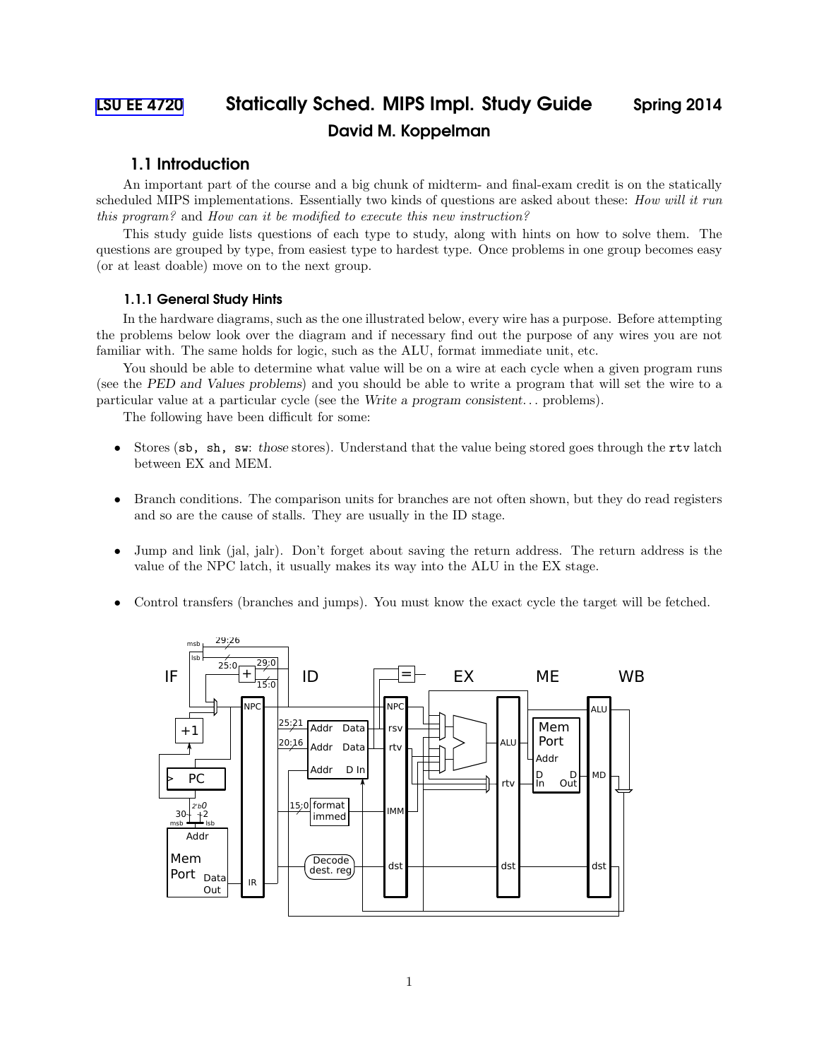# LSU EE 4720 Statically Sched. MIPS Impl. Study Guide Spring 2014

**David M. Koppelman**

## 1.1 Introduction

An important part of the course and a big chunk of midterm- and final-exam credit is on the statically scheduled MIPS implementations. Essentially two kinds of questions are asked about these: *How will it run this program?* and *How can it be modified to execute this new instruction?*

This study guide lists questions of each type to study, along with hints on how to solve them. The questions are grouped by type, from easiest type to hardest type. Once problems in one group becomes easy (or at least doable) move on to the next group.

### 1.1.1 General Study Hints

In the hardware diagrams, such as the one illustrated below, every wire has a purpose. Before attempting the problems below look over the diagram and if necessary find out the purpose of any wires you are not familiar with. The same holds for logic, such as the ALU, format immediate unit, etc.

You should be able to determine what value will be on a wire at each cycle when a given program runs (see the *PED and Values problems*) and you should be able to write a program that will set the wire to a particular value at a particular cycle (see the *Write a program consistent...* problems).

The following have been difficult for some:

- Stores (`sb, sh, sw`: *those* stores). Understand that the value being stored goes through the `rtv` latch between EX and MEM.

- Branch conditions. The comparison units for branches are not often shown, but they do read registers and so are the cause of stalls. They are usually in the ID stage.

- Jump and link (jal, jalr). Don't forget about saving the return address. The return address is the value of the NPC latch, it usually makes its way into the ALU in the EX stage.

- Control transfers (branches and jumps). You must know the exact cycle the target will be fetched.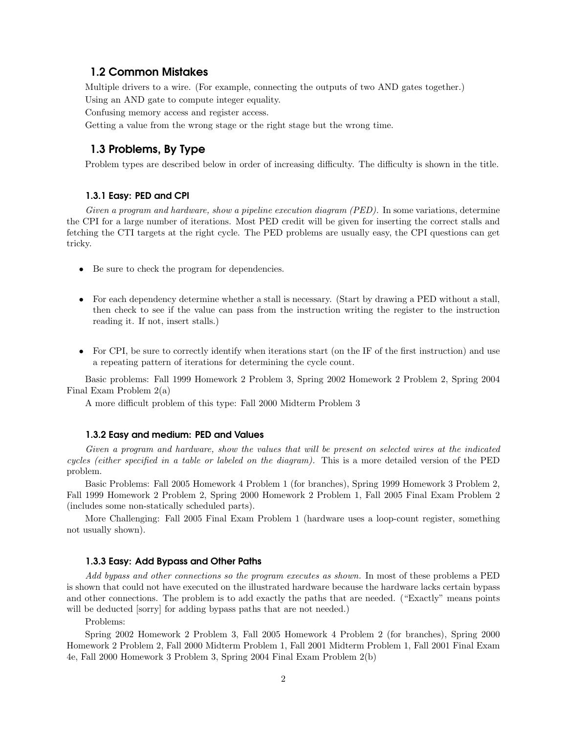## 1.2 Common Mistakes

Multiple drivers to a wire. (For example, connecting the outputs of two AND gates together.)

Using an AND gate to compute integer equality.

Confusing memory access and register access.

Getting a value from the wrong stage or the right stage but the wrong time.

## 1.3 Problems, By Type

Problem types are described below in order of increasing difficulty. The difficulty is shown in the title.

### 1.3.1 Easy: PED and CPI

*Given a program and hardware, show a pipeline execution diagram (PED).* In some variations, determine the CPI for a large number of iterations. Most PED credit will be given for inserting the correct stalls and fetching the CTI targets at the right cycle. The PED problems are usually easy, the CPI questions can get tricky.

- Be sure to check the program for dependencies.

- For each dependency determine whether a stall is necessary. (Start by drawing a PED without a stall, then check to see if the value can pass from the instruction writing the register to the instruction reading it. If not, insert stalls.)

- For CPI, be sure to correctly identify when iterations start (on the IF of the first instruction) and use a repeating pattern of iterations for determining the cycle count.

Basic problems: Fall 1999 Homework 2 Problem 3, Spring 2002 Homework 2 Problem 2, Spring 2004 Final Exam Problem 2(a)

A more difficult problem of this type: Fall 2000 Midterm Problem 3

### 1.3.2 Easy and medium: PED and Values

*Given a program and hardware, show the values that will be present on selected wires at the indicated cycles (either specified in a table or labeled on the diagram).* This is a more detailed version of the PED problem.

Basic Problems: Fall 2005 Homework 4 Problem 1 (for branches), Spring 1999 Homework 3 Problem 2, Fall 1999 Homework 2 Problem 2, Spring 2000 Homework 2 Problem 1, Fall 2005 Final Exam Problem 2 (includes some non-statically scheduled parts).

More Challenging: Fall 2005 Final Exam Problem 1 (hardware uses a loop-count register, something not usually shown).

### 1.3.3 Easy: Add Bypass and Other Paths

*Add bypass and other connections so the program executes as shown.* In most of these problems a PED is shown that could not have executed on the illustrated hardware because the hardware lacks certain bypass and other connections. The problem is to add exactly the paths that are needed. ("Exactly" means points will be deducted [sorry] for adding bypass paths that are not needed.)

Problems:

Spring 2002 Homework 2 Problem 3, Fall 2005 Homework 4 Problem 2 (for branches), Spring 2000 Homework 2 Problem 2, Fall 2000 Midterm Problem 1, Fall 2001 Midterm Problem 1, Fall 2001 Final Exam 4e, Fall 2000 Homework 3 Problem 3, Spring 2004 Final Exam Problem 2(b)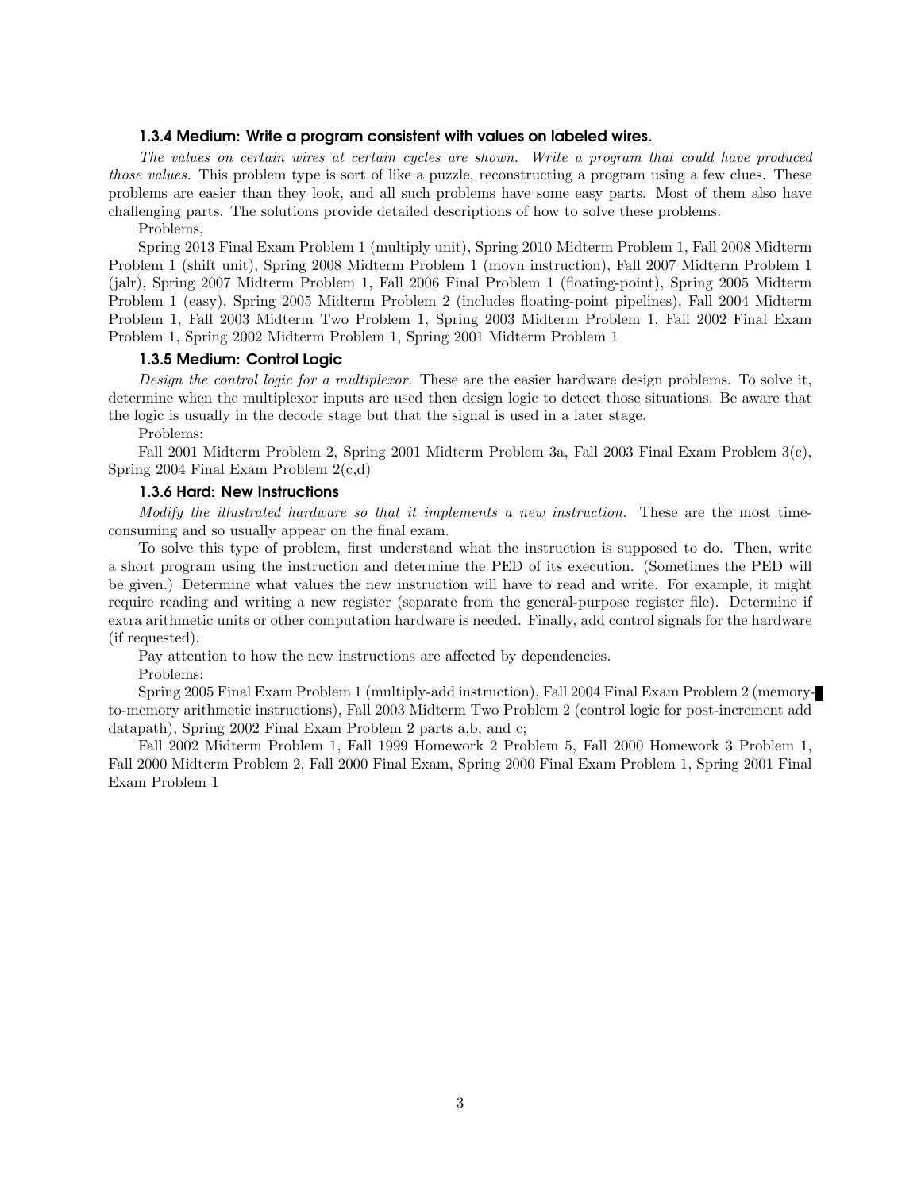### 1.3.4 Medium: Write a program consistent with values on labeled wires.

*The values on certain wires at certain cycles are shown. Write a program that could have produced those values.* This problem type is sort of like a puzzle, reconstructing a program using a few clues. These problems are easier than they look, and all such problems have some easy parts. Most of them also have challenging parts. The solutions provide detailed descriptions of how to solve these problems.

Problems,

Spring 2013 Final Exam Problem 1 (multiply unit), Spring 2010 Midterm Problem 1, Fall 2008 Midterm Problem 1 (shift unit), Spring 2008 Midterm Problem 1 (movn instruction), Fall 2007 Midterm Problem 1 (jalr), Spring 2007 Midterm Problem 1, Fall 2006 Final Problem 1 (floating-point), Spring 2005 Midterm Problem 1 (easy), Spring 2005 Midterm Problem 2 (includes floating-point pipelines), Fall 2004 Midterm Problem 1, Fall 2003 Midterm Two Problem 1, Spring 2003 Midterm Problem 1, Fall 2002 Final Exam Problem 1, Spring 2002 Midterm Problem 1, Spring 2001 Midterm Problem 1

### 1.3.5 Medium: Control Logic

*Design the control logic for a multiplexor.* These are the easier hardware design problems. To solve it, determine when the multiplexor inputs are used then design logic to detect those situations. Be aware that the logic is usually in the decode stage but that the signal is used in a later stage.

Problems:

Fall 2001 Midterm Problem 2, Spring 2001 Midterm Problem 3a, Fall 2003 Final Exam Problem 3(c), Spring 2004 Final Exam Problem 2(c,d)

### 1.3.6 Hard: New Instructions

*Modify the illustrated hardware so that it implements a new instruction.* These are the most time-consuming and so usually appear on the final exam.

To solve this type of problem, first understand what the instruction is supposed to do. Then, write a short program using the instruction and determine the PED of its execution. (Sometimes the PED will be given.) Determine what values the new instruction will have to read and write. For example, it might require reading and writing a new register (separate from the general-purpose register file). Determine if extra arithmetic units or other computation hardware is needed. Finally, add control signals for the hardware (if requested).

Pay attention to how the new instructions are affected by dependencies.

Problems:

Spring 2005 Final Exam Problem 1 (multiply-add instruction), Fall 2004 Final Exam Problem 2 (memory-to-memory arithmetic instructions), Fall 2003 Midterm Two Problem 2 (control logic for post-increment add datapath), Spring 2002 Final Exam Problem 2 parts a,b, and c;

Fall 2002 Midterm Problem 1, Fall 1999 Homework 2 Problem 5, Fall 2000 Homework 3 Problem 1, Fall 2000 Midterm Problem 2, Fall 2000 Final Exam, Spring 2000 Final Exam Problem 1, Spring 2001 Final Exam Problem 1